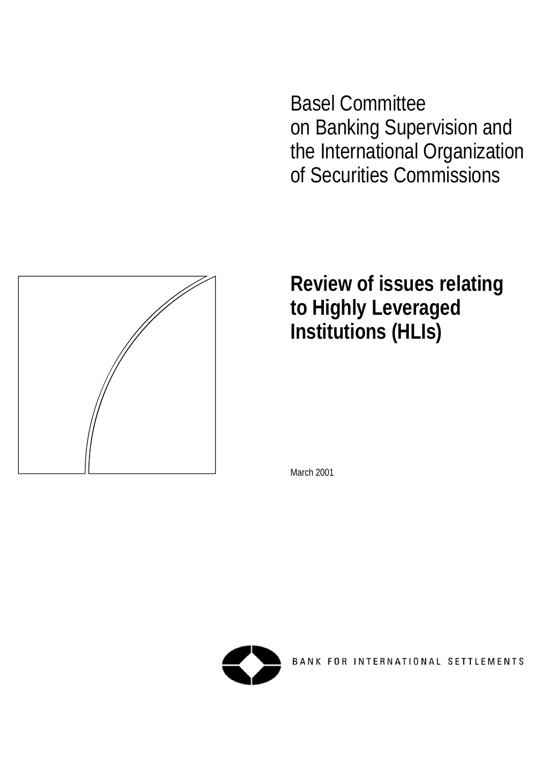Basel Committee
on Banking Supervision and
the International Organization
of Securities Commissions

# Review of issues relating to Highly Leveraged Institutions (HLIs)

March 2001

BANK FOR INTERNATIONAL SETTLEMENTS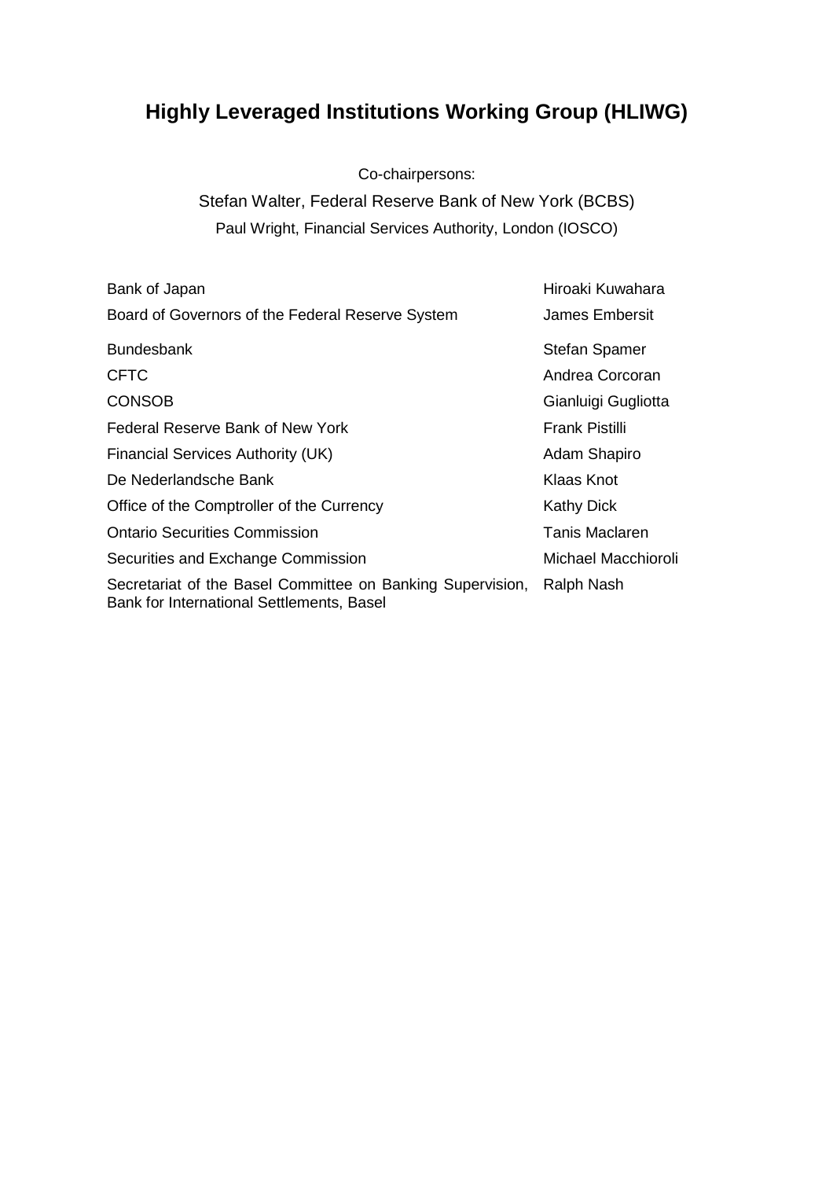# Highly Leveraged Institutions Working Group (HLIWG)

Co-chairpersons:

Stefan Walter, Federal Reserve Bank of New York (BCBS)

Paul Wright, Financial Services Authority, London (IOSCO)

| | |
|---|---|
| Bank of Japan | Hiroaki Kuwahara |
| Board of Governors of the Federal Reserve System | James Embersit |
| Bundesbank | Stefan Spamer |
| CFTC | Andrea Corcoran |
| CONSOB | Gianluigi Gugliotta |
| Federal Reserve Bank of New York | Frank Pistilli |
| Financial Services Authority (UK) | Adam Shapiro |
| De Nederlandsche Bank | Klaas Knot |
| Office of the Comptroller of the Currency | Kathy Dick |
| Ontario Securities Commission | Tanis Maclaren |
| Securities and Exchange Commission | Michael Macchioroli |
| Secretariat of the Basel Committee on Banking Supervision, Bank for International Settlements, Basel | Ralph Nash |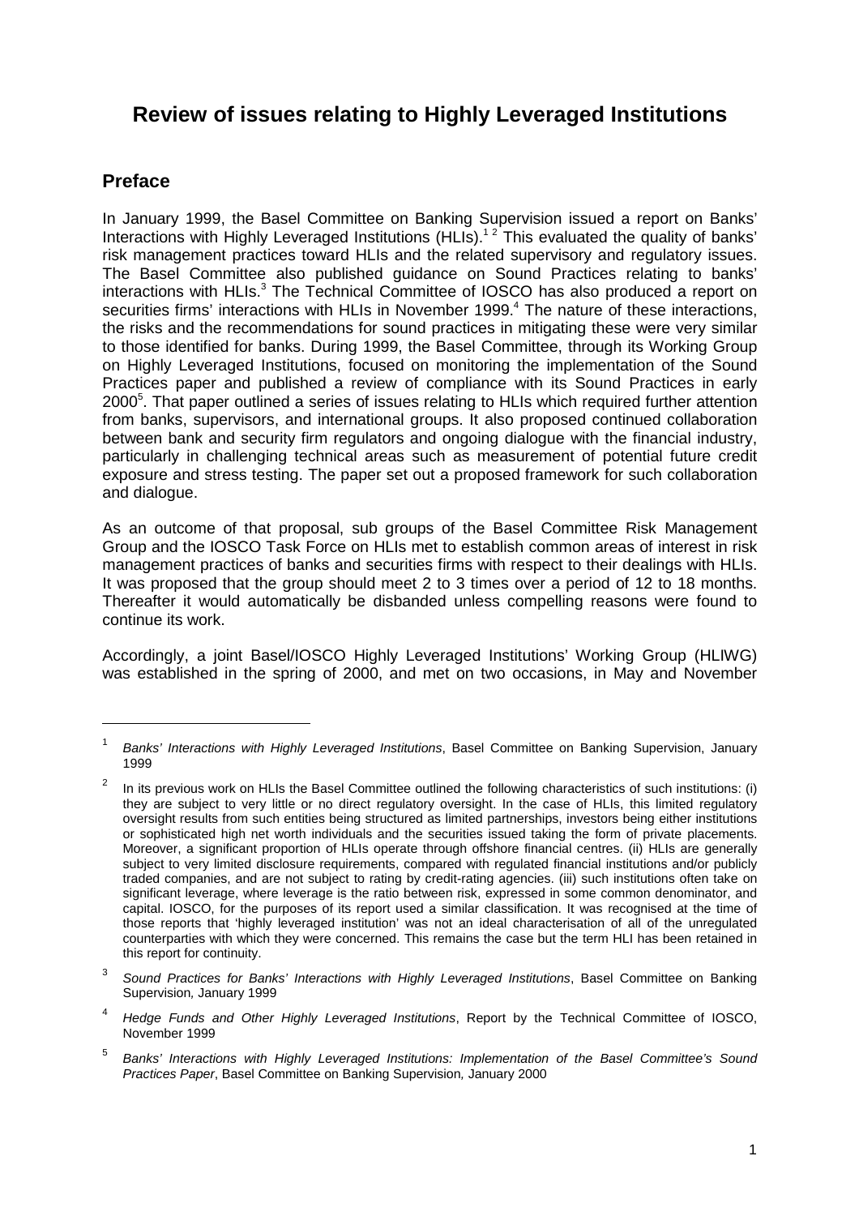# Review of issues relating to Highly Leveraged Institutions

## Preface

In January 1999, the Basel Committee on Banking Supervision issued a report on Banks' Interactions with Highly Leveraged Institutions (HLIs).[1 2] This evaluated the quality of banks' risk management practices toward HLIs and the related supervisory and regulatory issues. The Basel Committee also published guidance on Sound Practices relating to banks' interactions with HLIs.[3] The Technical Committee of IOSCO has also produced a report on securities firms' interactions with HLIs in November 1999.[4] The nature of these interactions, the risks and the recommendations for sound practices in mitigating these were very similar to those identified for banks. During 1999, the Basel Committee, through its Working Group on Highly Leveraged Institutions, focused on monitoring the implementation of the Sound Practices paper and published a review of compliance with its Sound Practices in early 2000[5]. That paper outlined a series of issues relating to HLIs which required further attention from banks, supervisors, and international groups. It also proposed continued collaboration between bank and security firm regulators and ongoing dialogue with the financial industry, particularly in challenging technical areas such as measurement of potential future credit exposure and stress testing. The paper set out a proposed framework for such collaboration and dialogue.

As an outcome of that proposal, sub groups of the Basel Committee Risk Management Group and the IOSCO Task Force on HLIs met to establish common areas of interest in risk management practices of banks and securities firms with respect to their dealings with HLIs. It was proposed that the group should meet 2 to 3 times over a period of 12 to 18 months. Thereafter it would automatically be disbanded unless compelling reasons were found to continue its work.

Accordingly, a joint Basel/IOSCO Highly Leveraged Institutions' Working Group (HLIWG) was established in the spring of 2000, and met on two occasions, in May and November

---

[1] *Banks' Interactions with Highly Leveraged Institutions*, Basel Committee on Banking Supervision, January 1999

[2] In its previous work on HLIs the Basel Committee outlined the following characteristics of such institutions: (i) they are subject to very little or no direct regulatory oversight. In the case of HLIs, this limited regulatory oversight results from such entities being structured as limited partnerships, investors being either institutions or sophisticated high net worth individuals and the securities issued taking the form of private placements. Moreover, a significant proportion of HLIs operate through offshore financial centres. (ii) HLIs are generally subject to very limited disclosure requirements, compared with regulated financial institutions and/or publicly traded companies, and are not subject to rating by credit-rating agencies. (iii) such institutions often take on significant leverage, where leverage is the ratio between risk, expressed in some common denominator, and capital. IOSCO, for the purposes of its report used a similar classification. It was recognised at the time of those reports that 'highly leveraged institution' was not an ideal characterisation of all of the unregulated counterparties with which they were concerned. This remains the case but the term HLI has been retained in this report for continuity.

[3] *Sound Practices for Banks' Interactions with Highly Leveraged Institutions*, Basel Committee on Banking Supervision, January 1999

[4] *Hedge Funds and Other Highly Leveraged Institutions*, Report by the Technical Committee of IOSCO, November 1999

[5] *Banks' Interactions with Highly Leveraged Institutions: Implementation of the Basel Committee's Sound Practices Paper*, Basel Committee on Banking Supervision, January 2000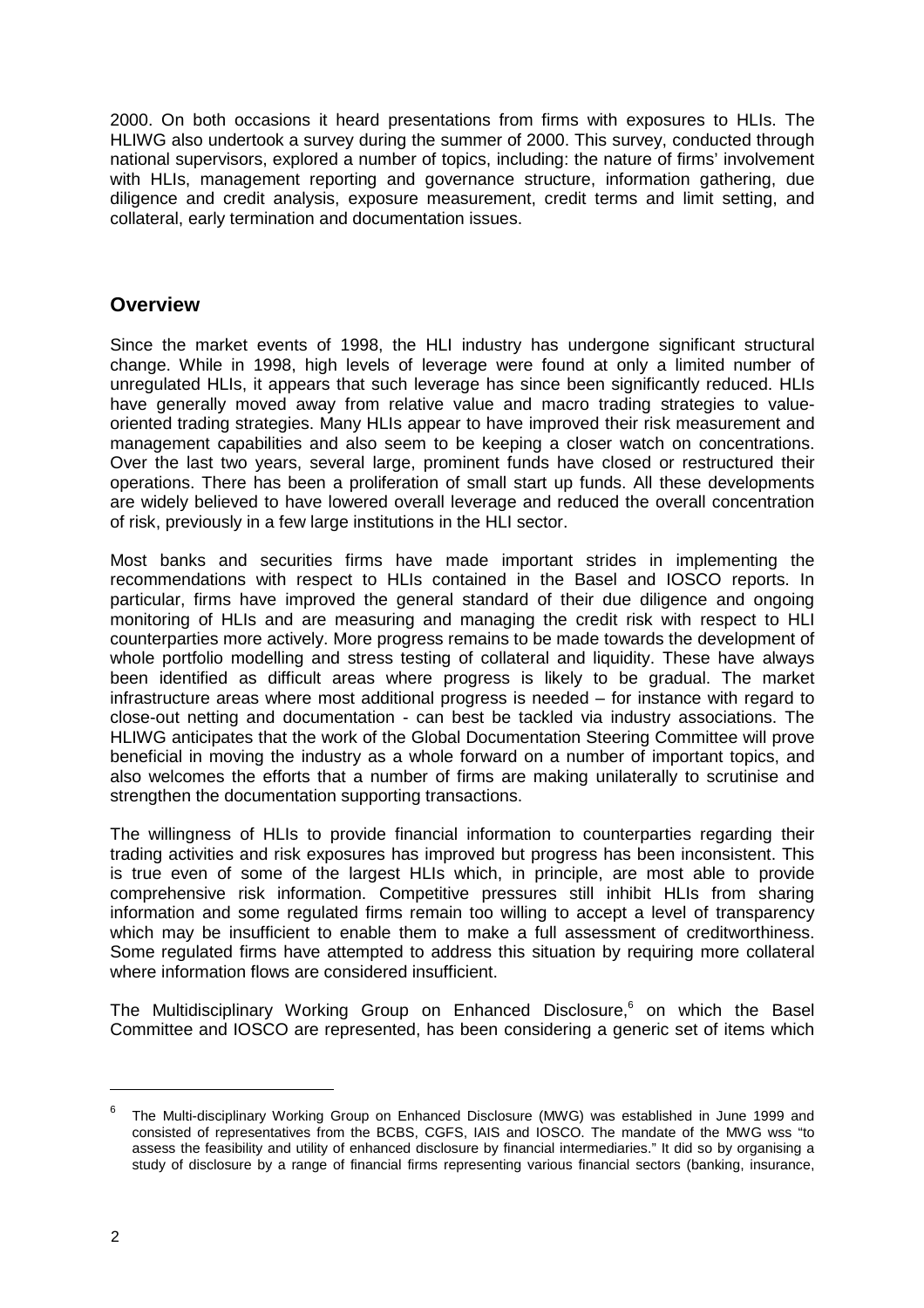2000. On both occasions it heard presentations from firms with exposures to HLIs. The HLIWG also undertook a survey during the summer of 2000. This survey, conducted through national supervisors, explored a number of topics, including: the nature of firms' involvement with HLIs, management reporting and governance structure, information gathering, due diligence and credit analysis, exposure measurement, credit terms and limit setting, and collateral, early termination and documentation issues.

## Overview

Since the market events of 1998, the HLI industry has undergone significant structural change. While in 1998, high levels of leverage were found at only a limited number of unregulated HLIs, it appears that such leverage has since been significantly reduced. HLIs have generally moved away from relative value and macro trading strategies to value-oriented trading strategies. Many HLIs appear to have improved their risk measurement and management capabilities and also seem to be keeping a closer watch on concentrations. Over the last two years, several large, prominent funds have closed or restructured their operations. There has been a proliferation of small start up funds. All these developments are widely believed to have lowered overall leverage and reduced the overall concentration of risk, previously in a few large institutions in the HLI sector.

Most banks and securities firms have made important strides in implementing the recommendations with respect to HLIs contained in the Basel and IOSCO reports. In particular, firms have improved the general standard of their due diligence and ongoing monitoring of HLIs and are measuring and managing the credit risk with respect to HLI counterparties more actively. More progress remains to be made towards the development of whole portfolio modelling and stress testing of collateral and liquidity. These have always been identified as difficult areas where progress is likely to be gradual. The market infrastructure areas where most additional progress is needed – for instance with regard to close-out netting and documentation - can best be tackled via industry associations. The HLIWG anticipates that the work of the Global Documentation Steering Committee will prove beneficial in moving the industry as a whole forward on a number of important topics, and also welcomes the efforts that a number of firms are making unilaterally to scrutinise and strengthen the documentation supporting transactions.

The willingness of HLIs to provide financial information to counterparties regarding their trading activities and risk exposures has improved but progress has been inconsistent. This is true even of some of the largest HLIs which, in principle, are most able to provide comprehensive risk information. Competitive pressures still inhibit HLIs from sharing information and some regulated firms remain too willing to accept a level of transparency which may be insufficient to enable them to make a full assessment of creditworthiness. Some regulated firms have attempted to address this situation by requiring more collateral where information flows are considered insufficient.

The Multidisciplinary Working Group on Enhanced Disclosure,[6] on which the Basel Committee and IOSCO are represented, has been considering a generic set of items which

[6] The Multi-disciplinary Working Group on Enhanced Disclosure (MWG) was established in June 1999 and consisted of representatives from the BCBS, CGFS, IAIS and IOSCO. The mandate of the MWG wss "to assess the feasibility and utility of enhanced disclosure by financial intermediaries." It did so by organising a study of disclosure by a range of financial firms representing various financial sectors (banking, insurance,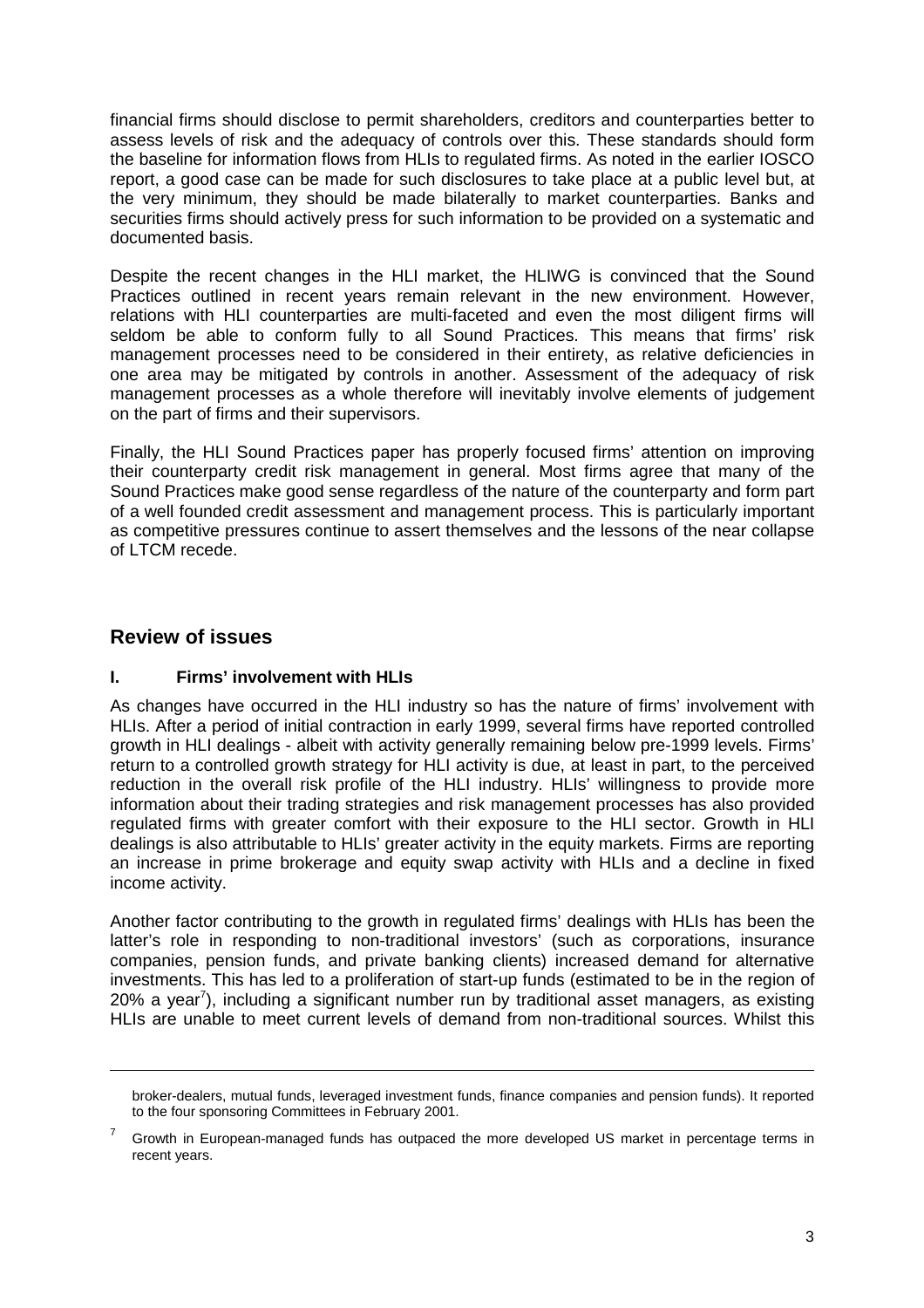financial firms should disclose to permit shareholders, creditors and counterparties better to assess levels of risk and the adequacy of controls over this. These standards should form the baseline for information flows from HLIs to regulated firms. As noted in the earlier IOSCO report, a good case can be made for such disclosures to take place at a public level but, at the very minimum, they should be made bilaterally to market counterparties. Banks and securities firms should actively press for such information to be provided on a systematic and documented basis.

Despite the recent changes in the HLI market, the HLIWG is convinced that the Sound Practices outlined in recent years remain relevant in the new environment. However, relations with HLI counterparties are multi-faceted and even the most diligent firms will seldom be able to conform fully to all Sound Practices. This means that firms' risk management processes need to be considered in their entirety, as relative deficiencies in one area may be mitigated by controls in another. Assessment of the adequacy of risk management processes as a whole therefore will inevitably involve elements of judgement on the part of firms and their supervisors.

Finally, the HLI Sound Practices paper has properly focused firms' attention on improving their counterparty credit risk management in general. Most firms agree that many of the Sound Practices make good sense regardless of the nature of the counterparty and form part of a well founded credit assessment and management process. This is particularly important as competitive pressures continue to assert themselves and the lessons of the near collapse of LTCM recede.

## Review of issues

### I. Firms' involvement with HLIs

As changes have occurred in the HLI industry so has the nature of firms' involvement with HLIs. After a period of initial contraction in early 1999, several firms have reported controlled growth in HLI dealings - albeit with activity generally remaining below pre-1999 levels. Firms' return to a controlled growth strategy for HLI activity is due, at least in part, to the perceived reduction in the overall risk profile of the HLI industry. HLIs' willingness to provide more information about their trading strategies and risk management processes has also provided regulated firms with greater comfort with their exposure to the HLI sector. Growth in HLI dealings is also attributable to HLIs' greater activity in the equity markets. Firms are reporting an increase in prime brokerage and equity swap activity with HLIs and a decline in fixed income activity.

Another factor contributing to the growth in regulated firms' dealings with HLIs has been the latter's role in responding to non-traditional investors' (such as corporations, insurance companies, pension funds, and private banking clients) increased demand for alternative investments. This has led to a proliferation of start-up funds (estimated to be in the region of 20% a year[7]), including a significant number run by traditional asset managers, as existing HLIs are unable to meet current levels of demand from non-traditional sources. Whilst this

---

broker-dealers, mutual funds, leveraged investment funds, finance companies and pension funds). It reported to the four sponsoring Committees in February 2001.

[7] Growth in European-managed funds has outpaced the more developed US market in percentage terms in recent years.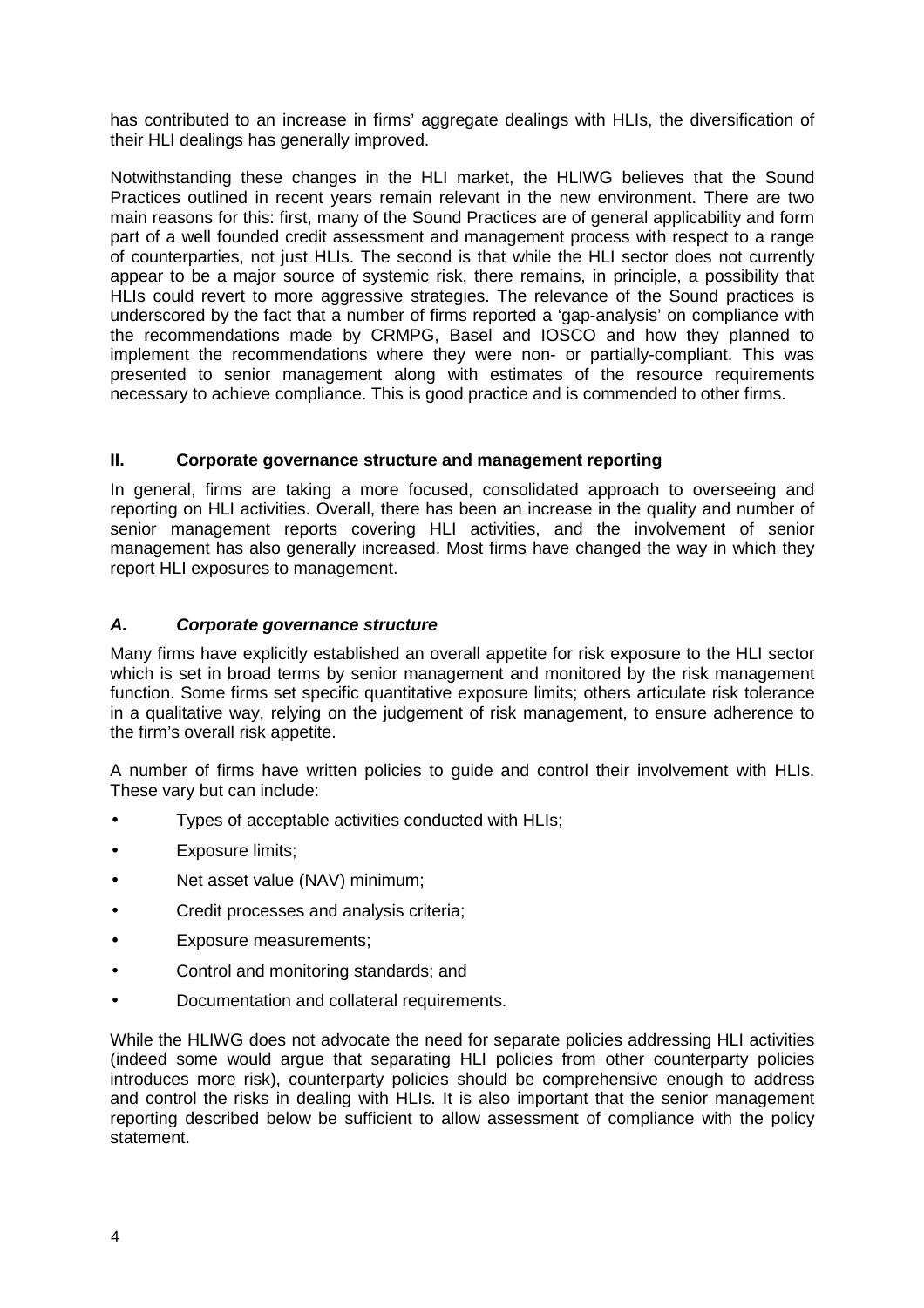has contributed to an increase in firms' aggregate dealings with HLIs, the diversification of their HLI dealings has generally improved.

Notwithstanding these changes in the HLI market, the HLIWG believes that the Sound Practices outlined in recent years remain relevant in the new environment. There are two main reasons for this: first, many of the Sound Practices are of general applicability and form part of a well founded credit assessment and management process with respect to a range of counterparties, not just HLIs. The second is that while the HLI sector does not currently appear to be a major source of systemic risk, there remains, in principle, a possibility that HLIs could revert to more aggressive strategies. The relevance of the Sound practices is underscored by the fact that a number of firms reported a 'gap-analysis' on compliance with the recommendations made by CRMPG, Basel and IOSCO and how they planned to implement the recommendations where they were non- or partially-compliant. This was presented to senior management along with estimates of the resource requirements necessary to achieve compliance. This is good practice and is commended to other firms.

## II. Corporate governance structure and management reporting

In general, firms are taking a more focused, consolidated approach to overseeing and reporting on HLI activities. Overall, there has been an increase in the quality and number of senior management reports covering HLI activities, and the involvement of senior management has also generally increased. Most firms have changed the way in which they report HLI exposures to management.

### *A. Corporate governance structure*

Many firms have explicitly established an overall appetite for risk exposure to the HLI sector which is set in broad terms by senior management and monitored by the risk management function. Some firms set specific quantitative exposure limits; others articulate risk tolerance in a qualitative way, relying on the judgement of risk management, to ensure adherence to the firm's overall risk appetite.

A number of firms have written policies to guide and control their involvement with HLIs. These vary but can include:

- Types of acceptable activities conducted with HLIs;
- Exposure limits;
- Net asset value (NAV) minimum;
- Credit processes and analysis criteria;
- Exposure measurements;
- Control and monitoring standards; and
- Documentation and collateral requirements.

While the HLIWG does not advocate the need for separate policies addressing HLI activities (indeed some would argue that separating HLI policies from other counterparty policies introduces more risk), counterparty policies should be comprehensive enough to address and control the risks in dealing with HLIs. It is also important that the senior management reporting described below be sufficient to allow assessment of compliance with the policy statement.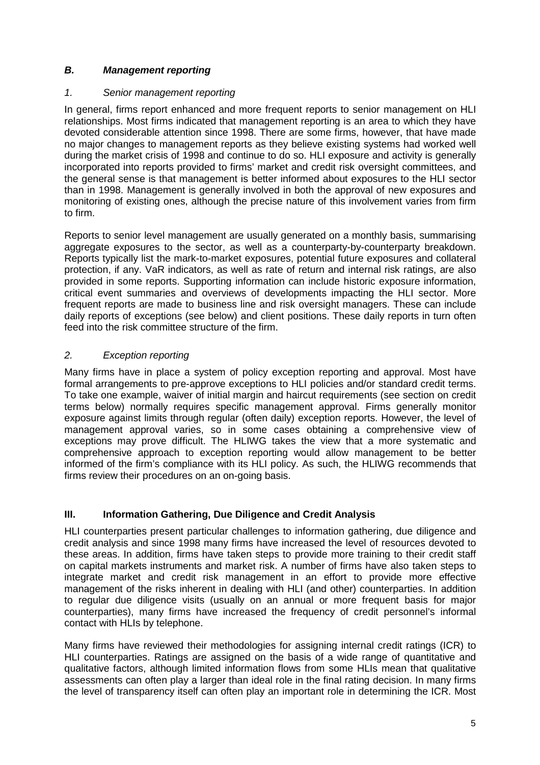### ***B. Management reporting***

#### *1. Senior management reporting*

In general, firms report enhanced and more frequent reports to senior management on HLI relationships. Most firms indicated that management reporting is an area to which they have devoted considerable attention since 1998. There are some firms, however, that have made no major changes to management reports as they believe existing systems had worked well during the market crisis of 1998 and continue to do so. HLI exposure and activity is generally incorporated into reports provided to firms' market and credit risk oversight committees, and the general sense is that management is better informed about exposures to the HLI sector than in 1998. Management is generally involved in both the approval of new exposures and monitoring of existing ones, although the precise nature of this involvement varies from firm to firm.

Reports to senior level management are usually generated on a monthly basis, summarising aggregate exposures to the sector, as well as a counterparty-by-counterparty breakdown. Reports typically list the mark-to-market exposures, potential future exposures and collateral protection, if any. VaR indicators, as well as rate of return and internal risk ratings, are also provided in some reports. Supporting information can include historic exposure information, critical event summaries and overviews of developments impacting the HLI sector. More frequent reports are made to business line and risk oversight managers. These can include daily reports of exceptions (see below) and client positions. These daily reports in turn often feed into the risk committee structure of the firm.

#### *2. Exception reporting*

Many firms have in place a system of policy exception reporting and approval. Most have formal arrangements to pre-approve exceptions to HLI policies and/or standard credit terms. To take one example, waiver of initial margin and haircut requirements (see section on credit terms below) normally requires specific management approval. Firms generally monitor exposure against limits through regular (often daily) exception reports. However, the level of management approval varies, so in some cases obtaining a comprehensive view of exceptions may prove difficult. The HLIWG takes the view that a more systematic and comprehensive approach to exception reporting would allow management to be better informed of the firm's compliance with its HLI policy. As such, the HLIWG recommends that firms review their procedures on an on-going basis.

## **III. Information Gathering, Due Diligence and Credit Analysis**

HLI counterparties present particular challenges to information gathering, due diligence and credit analysis and since 1998 many firms have increased the level of resources devoted to these areas. In addition, firms have taken steps to provide more training to their credit staff on capital markets instruments and market risk. A number of firms have also taken steps to integrate market and credit risk management in an effort to provide more effective management of the risks inherent in dealing with HLI (and other) counterparties. In addition to regular due diligence visits (usually on an annual or more frequent basis for major counterparties), many firms have increased the frequency of credit personnel's informal contact with HLIs by telephone.

Many firms have reviewed their methodologies for assigning internal credit ratings (ICR) to HLI counterparties. Ratings are assigned on the basis of a wide range of quantitative and qualitative factors, although limited information flows from some HLIs mean that qualitative assessments can often play a larger than ideal role in the final rating decision. In many firms the level of transparency itself can often play an important role in determining the ICR. Most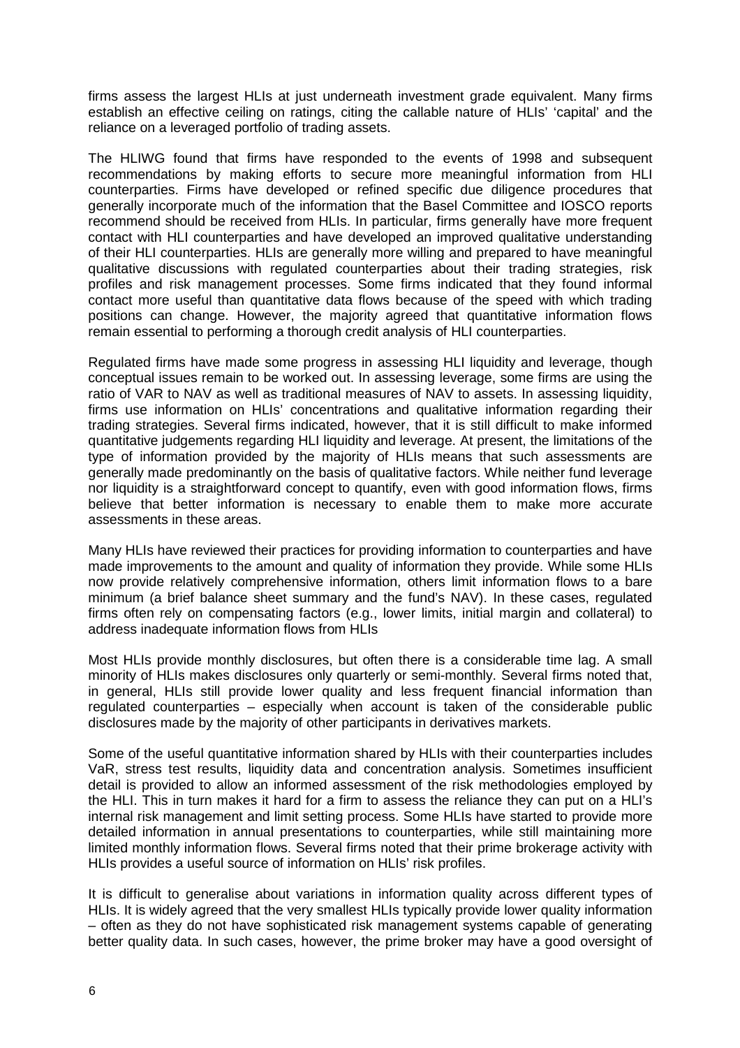firms assess the largest HLIs at just underneath investment grade equivalent. Many firms establish an effective ceiling on ratings, citing the callable nature of HLIs' 'capital' and the reliance on a leveraged portfolio of trading assets.

The HLIWG found that firms have responded to the events of 1998 and subsequent recommendations by making efforts to secure more meaningful information from HLI counterparties. Firms have developed or refined specific due diligence procedures that generally incorporate much of the information that the Basel Committee and IOSCO reports recommend should be received from HLIs. In particular, firms generally have more frequent contact with HLI counterparties and have developed an improved qualitative understanding of their HLI counterparties. HLIs are generally more willing and prepared to have meaningful qualitative discussions with regulated counterparties about their trading strategies, risk profiles and risk management processes. Some firms indicated that they found informal contact more useful than quantitative data flows because of the speed with which trading positions can change. However, the majority agreed that quantitative information flows remain essential to performing a thorough credit analysis of HLI counterparties.

Regulated firms have made some progress in assessing HLI liquidity and leverage, though conceptual issues remain to be worked out. In assessing leverage, some firms are using the ratio of VAR to NAV as well as traditional measures of NAV to assets. In assessing liquidity, firms use information on HLIs' concentrations and qualitative information regarding their trading strategies. Several firms indicated, however, that it is still difficult to make informed quantitative judgements regarding HLI liquidity and leverage. At present, the limitations of the type of information provided by the majority of HLIs means that such assessments are generally made predominantly on the basis of qualitative factors. While neither fund leverage nor liquidity is a straightforward concept to quantify, even with good information flows, firms believe that better information is necessary to enable them to make more accurate assessments in these areas.

Many HLIs have reviewed their practices for providing information to counterparties and have made improvements to the amount and quality of information they provide. While some HLIs now provide relatively comprehensive information, others limit information flows to a bare minimum (a brief balance sheet summary and the fund's NAV). In these cases, regulated firms often rely on compensating factors (e.g., lower limits, initial margin and collateral) to address inadequate information flows from HLIs

Most HLIs provide monthly disclosures, but often there is a considerable time lag. A small minority of HLIs makes disclosures only quarterly or semi-monthly. Several firms noted that, in general, HLIs still provide lower quality and less frequent financial information than regulated counterparties – especially when account is taken of the considerable public disclosures made by the majority of other participants in derivatives markets.

Some of the useful quantitative information shared by HLIs with their counterparties includes VaR, stress test results, liquidity data and concentration analysis. Sometimes insufficient detail is provided to allow an informed assessment of the risk methodologies employed by the HLI. This in turn makes it hard for a firm to assess the reliance they can put on a HLI's internal risk management and limit setting process. Some HLIs have started to provide more detailed information in annual presentations to counterparties, while still maintaining more limited monthly information flows. Several firms noted that their prime brokerage activity with HLIs provides a useful source of information on HLIs' risk profiles.

It is difficult to generalise about variations in information quality across different types of HLIs. It is widely agreed that the very smallest HLIs typically provide lower quality information – often as they do not have sophisticated risk management systems capable of generating better quality data. In such cases, however, the prime broker may have a good oversight of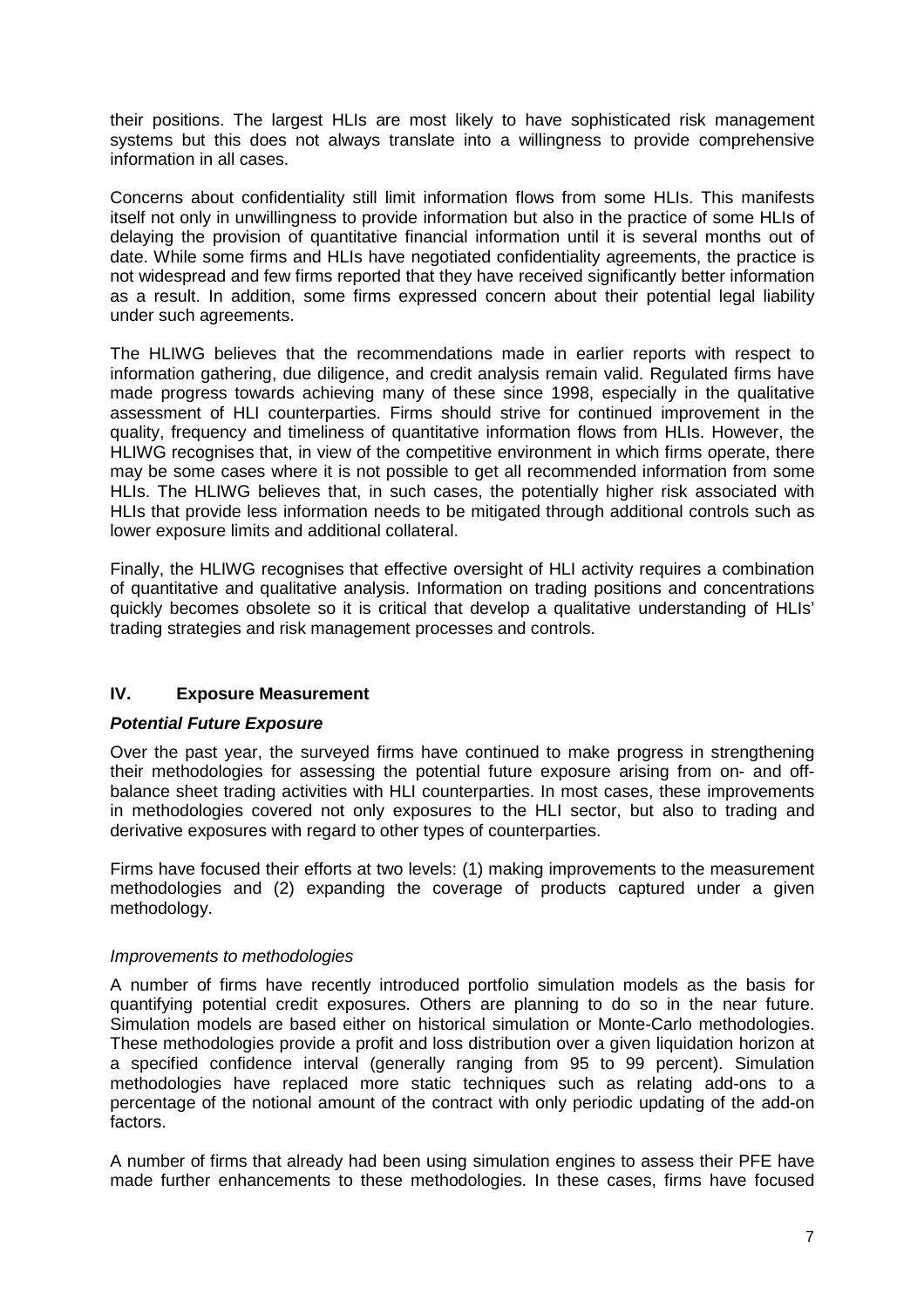their positions. The largest HLIs are most likely to have sophisticated risk management systems but this does not always translate into a willingness to provide comprehensive information in all cases.

Concerns about confidentiality still limit information flows from some HLIs. This manifests itself not only in unwillingness to provide information but also in the practice of some HLIs of delaying the provision of quantitative financial information until it is several months out of date. While some firms and HLIs have negotiated confidentiality agreements, the practice is not widespread and few firms reported that they have received significantly better information as a result. In addition, some firms expressed concern about their potential legal liability under such agreements.

The HLIWG believes that the recommendations made in earlier reports with respect to information gathering, due diligence, and credit analysis remain valid. Regulated firms have made progress towards achieving many of these since 1998, especially in the qualitative assessment of HLI counterparties. Firms should strive for continued improvement in the quality, frequency and timeliness of quantitative information flows from HLIs. However, the HLIWG recognises that, in view of the competitive environment in which firms operate, there may be some cases where it is not possible to get all recommended information from some HLIs. The HLIWG believes that, in such cases, the potentially higher risk associated with HLIs that provide less information needs to be mitigated through additional controls such as lower exposure limits and additional collateral.

Finally, the HLIWG recognises that effective oversight of HLI activity requires a combination of quantitative and qualitative analysis. Information on trading positions and concentrations quickly becomes obsolete so it is critical that develop a qualitative understanding of HLIs' trading strategies and risk management processes and controls.

## IV. Exposure Measurement

### *Potential Future Exposure*

Over the past year, the surveyed firms have continued to make progress in strengthening their methodologies for assessing the potential future exposure arising from on- and off-balance sheet trading activities with HLI counterparties. In most cases, these improvements in methodologies covered not only exposures to the HLI sector, but also to trading and derivative exposures with regard to other types of counterparties.

Firms have focused their efforts at two levels: (1) making improvements to the measurement methodologies and (2) expanding the coverage of products captured under a given methodology.

*Improvements to methodologies*

A number of firms have recently introduced portfolio simulation models as the basis for quantifying potential credit exposures. Others are planning to do so in the near future. Simulation models are based either on historical simulation or Monte-Carlo methodologies. These methodologies provide a profit and loss distribution over a given liquidation horizon at a specified confidence interval (generally ranging from 95 to 99 percent). Simulation methodologies have replaced more static techniques such as relating add-ons to a percentage of the notional amount of the contract with only periodic updating of the add-on factors.

A number of firms that already had been using simulation engines to assess their PFE have made further enhancements to these methodologies. In these cases, firms have focused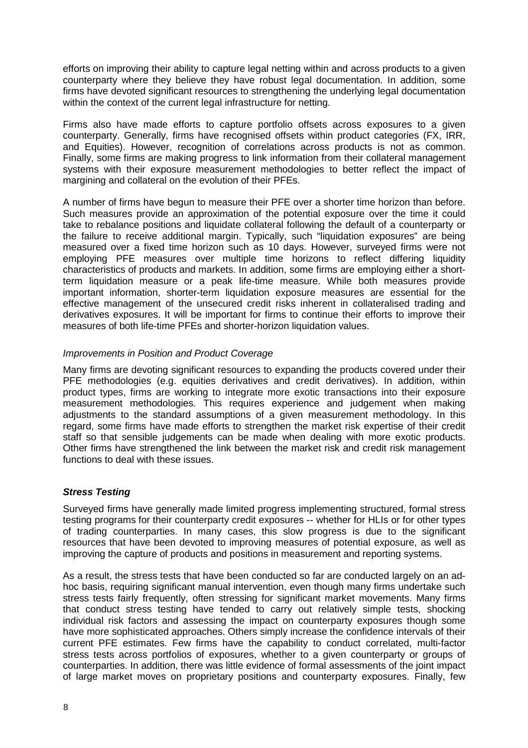efforts on improving their ability to capture legal netting within and across products to a given counterparty where they believe they have robust legal documentation. In addition, some firms have devoted significant resources to strengthening the underlying legal documentation within the context of the current legal infrastructure for netting.

Firms also have made efforts to capture portfolio offsets across exposures to a given counterparty. Generally, firms have recognised offsets within product categories (FX, IRR, and Equities). However, recognition of correlations across products is not as common. Finally, some firms are making progress to link information from their collateral management systems with their exposure measurement methodologies to better reflect the impact of margining and collateral on the evolution of their PFEs.

A number of firms have begun to measure their PFE over a shorter time horizon than before. Such measures provide an approximation of the potential exposure over the time it could take to rebalance positions and liquidate collateral following the default of a counterparty or the failure to receive additional margin. Typically, such "liquidation exposures" are being measured over a fixed time horizon such as 10 days. However, surveyed firms were not employing PFE measures over multiple time horizons to reflect differing liquidity characteristics of products and markets. In addition, some firms are employing either a short-term liquidation measure or a peak life-time measure. While both measures provide important information, shorter-term liquidation exposure measures are essential for the effective management of the unsecured credit risks inherent in collateralised trading and derivatives exposures. It will be important for firms to continue their efforts to improve their measures of both life-time PFEs and shorter-horizon liquidation values.

*Improvements in Position and Product Coverage*

Many firms are devoting significant resources to expanding the products covered under their PFE methodologies (e.g. equities derivatives and credit derivatives). In addition, within product types, firms are working to integrate more exotic transactions into their exposure measurement methodologies. This requires experience and judgement when making adjustments to the standard assumptions of a given measurement methodology. In this regard, some firms have made efforts to strengthen the market risk expertise of their credit staff so that sensible judgements can be made when dealing with more exotic products. Other firms have strengthened the link between the market risk and credit risk management functions to deal with these issues.

***Stress Testing***

Surveyed firms have generally made limited progress implementing structured, formal stress testing programs for their counterparty credit exposures -- whether for HLIs or for other types of trading counterparties. In many cases, this slow progress is due to the significant resources that have been devoted to improving measures of potential exposure, as well as improving the capture of products and positions in measurement and reporting systems.

As a result, the stress tests that have been conducted so far are conducted largely on an ad-hoc basis, requiring significant manual intervention, even though many firms undertake such stress tests fairly frequently, often stressing for significant market movements. Many firms that conduct stress testing have tended to carry out relatively simple tests, shocking individual risk factors and assessing the impact on counterparty exposures though some have more sophisticated approaches. Others simply increase the confidence intervals of their current PFE estimates. Few firms have the capability to conduct correlated, multi-factor stress tests across portfolios of exposures, whether to a given counterparty or groups of counterparties. In addition, there was little evidence of formal assessments of the joint impact of large market moves on proprietary positions and counterparty exposures. Finally, few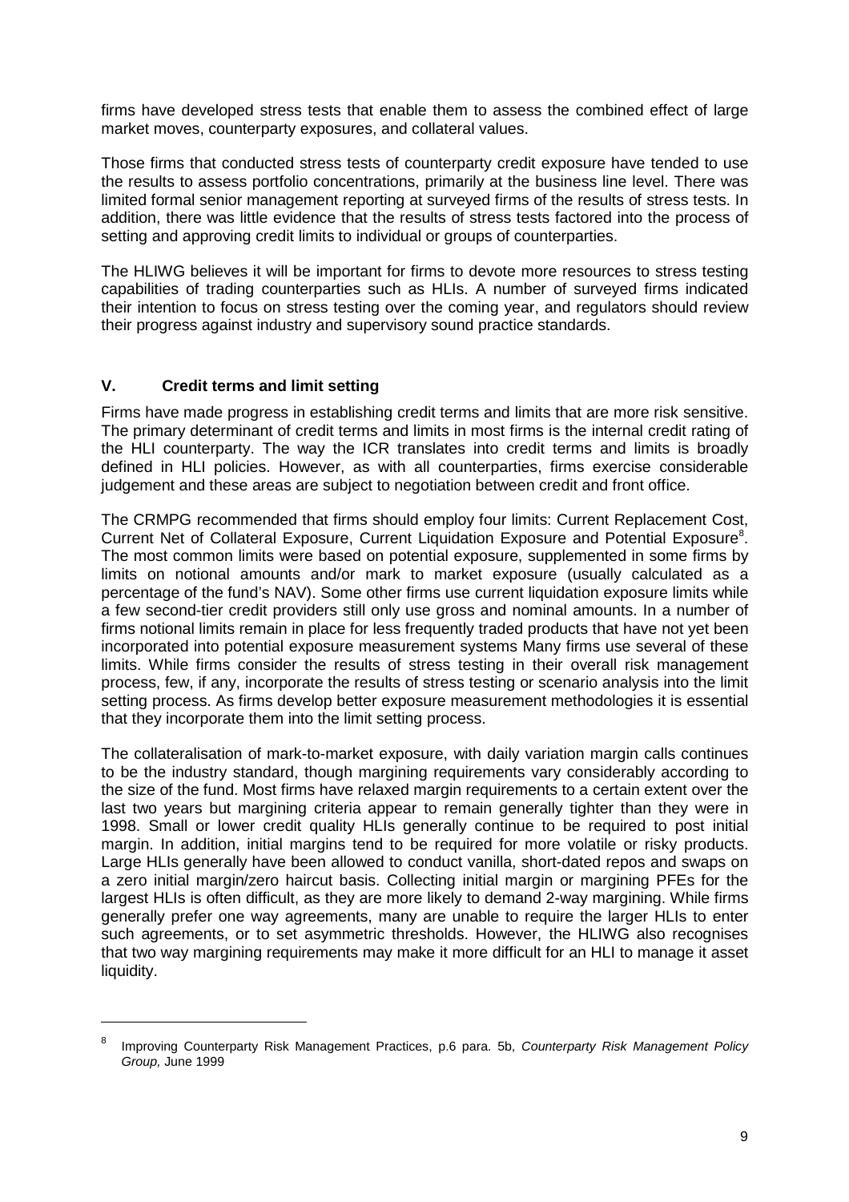firms have developed stress tests that enable them to assess the combined effect of large market moves, counterparty exposures, and collateral values.

Those firms that conducted stress tests of counterparty credit exposure have tended to use the results to assess portfolio concentrations, primarily at the business line level. There was limited formal senior management reporting at surveyed firms of the results of stress tests. In addition, there was little evidence that the results of stress tests factored into the process of setting and approving credit limits to individual or groups of counterparties.

The HLIWG believes it will be important for firms to devote more resources to stress testing capabilities of trading counterparties such as HLIs. A number of surveyed firms indicated their intention to focus on stress testing over the coming year, and regulators should review their progress against industry and supervisory sound practice standards.

## V. Credit terms and limit setting

Firms have made progress in establishing credit terms and limits that are more risk sensitive. The primary determinant of credit terms and limits in most firms is the internal credit rating of the HLI counterparty. The way the ICR translates into credit terms and limits is broadly defined in HLI policies. However, as with all counterparties, firms exercise considerable judgement and these areas are subject to negotiation between credit and front office.

The CRMPG recommended that firms should employ four limits: Current Replacement Cost, Current Net of Collateral Exposure, Current Liquidation Exposure and Potential Exposure[8]. The most common limits were based on potential exposure, supplemented in some firms by limits on notional amounts and/or mark to market exposure (usually calculated as a percentage of the fund's NAV). Some other firms use current liquidation exposure limits while a few second-tier credit providers still only use gross and nominal amounts. In a number of firms notional limits remain in place for less frequently traded products that have not yet been incorporated into potential exposure measurement systems Many firms use several of these limits. While firms consider the results of stress testing in their overall risk management process, few, if any, incorporate the results of stress testing or scenario analysis into the limit setting process. As firms develop better exposure measurement methodologies it is essential that they incorporate them into the limit setting process.

The collateralisation of mark-to-market exposure, with daily variation margin calls continues to be the industry standard, though margining requirements vary considerably according to the size of the fund. Most firms have relaxed margin requirements to a certain extent over the last two years but margining criteria appear to remain generally tighter than they were in 1998. Small or lower credit quality HLIs generally continue to be required to post initial margin. In addition, initial margins tend to be required for more volatile or risky products. Large HLIs generally have been allowed to conduct vanilla, short-dated repos and swaps on a zero initial margin/zero haircut basis. Collecting initial margin or margining PFEs for the largest HLIs is often difficult, as they are more likely to demand 2-way margining. While firms generally prefer one way agreements, many are unable to require the larger HLIs to enter such agreements, or to set asymmetric thresholds. However, the HLIWG also recognises that two way margining requirements may make it more difficult for an HLI to manage it asset liquidity.

---

[8] Improving Counterparty Risk Management Practices, p.6 para. 5b, *Counterparty Risk Management Policy Group,* June 1999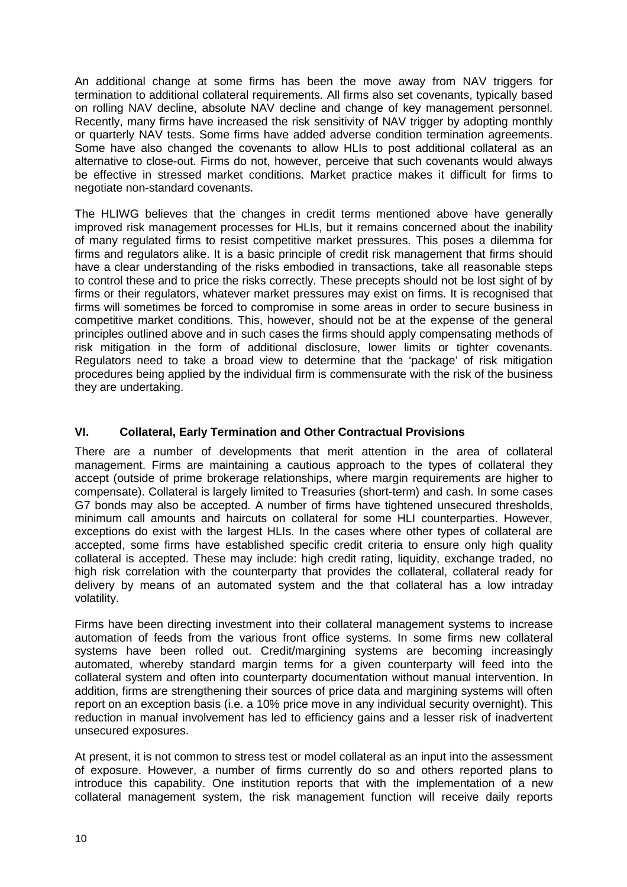An additional change at some firms has been the move away from NAV triggers for termination to additional collateral requirements. All firms also set covenants, typically based on rolling NAV decline, absolute NAV decline and change of key management personnel. Recently, many firms have increased the risk sensitivity of NAV trigger by adopting monthly or quarterly NAV tests. Some firms have added adverse condition termination agreements. Some have also changed the covenants to allow HLIs to post additional collateral as an alternative to close-out. Firms do not, however, perceive that such covenants would always be effective in stressed market conditions. Market practice makes it difficult for firms to negotiate non-standard covenants.

The HLIWG believes that the changes in credit terms mentioned above have generally improved risk management processes for HLIs, but it remains concerned about the inability of many regulated firms to resist competitive market pressures. This poses a dilemma for firms and regulators alike. It is a basic principle of credit risk management that firms should have a clear understanding of the risks embodied in transactions, take all reasonable steps to control these and to price the risks correctly. These precepts should not be lost sight of by firms or their regulators, whatever market pressures may exist on firms. It is recognised that firms will sometimes be forced to compromise in some areas in order to secure business in competitive market conditions. This, however, should not be at the expense of the general principles outlined above and in such cases the firms should apply compensating methods of risk mitigation in the form of additional disclosure, lower limits or tighter covenants. Regulators need to take a broad view to determine that the 'package' of risk mitigation procedures being applied by the individual firm is commensurate with the risk of the business they are undertaking.

## VI. Collateral, Early Termination and Other Contractual Provisions

There are a number of developments that merit attention in the area of collateral management. Firms are maintaining a cautious approach to the types of collateral they accept (outside of prime brokerage relationships, where margin requirements are higher to compensate). Collateral is largely limited to Treasuries (short-term) and cash. In some cases G7 bonds may also be accepted. A number of firms have tightened unsecured thresholds, minimum call amounts and haircuts on collateral for some HLI counterparties. However, exceptions do exist with the largest HLIs. In the cases where other types of collateral are accepted, some firms have established specific credit criteria to ensure only high quality collateral is accepted. These may include: high credit rating, liquidity, exchange traded, no high risk correlation with the counterparty that provides the collateral, collateral ready for delivery by means of an automated system and the that collateral has a low intraday volatility.

Firms have been directing investment into their collateral management systems to increase automation of feeds from the various front office systems. In some firms new collateral systems have been rolled out. Credit/margining systems are becoming increasingly automated, whereby standard margin terms for a given counterparty will feed into the collateral system and often into counterparty documentation without manual intervention. In addition, firms are strengthening their sources of price data and margining systems will often report on an exception basis (i.e. a 10% price move in any individual security overnight). This reduction in manual involvement has led to efficiency gains and a lesser risk of inadvertent unsecured exposures.

At present, it is not common to stress test or model collateral as an input into the assessment of exposure. However, a number of firms currently do so and others reported plans to introduce this capability. One institution reports that with the implementation of a new collateral management system, the risk management function will receive daily reports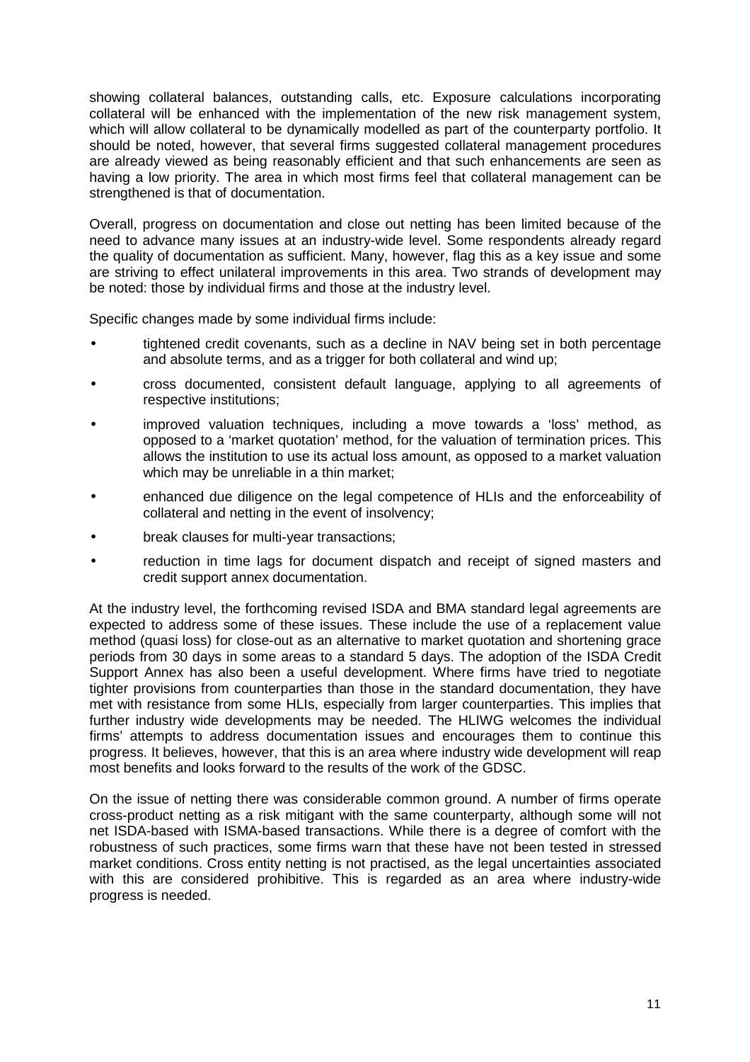showing collateral balances, outstanding calls, etc. Exposure calculations incorporating collateral will be enhanced with the implementation of the new risk management system, which will allow collateral to be dynamically modelled as part of the counterparty portfolio. It should be noted, however, that several firms suggested collateral management procedures are already viewed as being reasonably efficient and that such enhancements are seen as having a low priority. The area in which most firms feel that collateral management can be strengthened is that of documentation.

Overall, progress on documentation and close out netting has been limited because of the need to advance many issues at an industry-wide level. Some respondents already regard the quality of documentation as sufficient. Many, however, flag this as a key issue and some are striving to effect unilateral improvements in this area. Two strands of development may be noted: those by individual firms and those at the industry level.

Specific changes made by some individual firms include:

- tightened credit covenants, such as a decline in NAV being set in both percentage and absolute terms, and as a trigger for both collateral and wind up;
- cross documented, consistent default language, applying to all agreements of respective institutions;
- improved valuation techniques, including a move towards a 'loss' method, as opposed to a 'market quotation' method, for the valuation of termination prices. This allows the institution to use its actual loss amount, as opposed to a market valuation which may be unreliable in a thin market;
- enhanced due diligence on the legal competence of HLIs and the enforceability of collateral and netting in the event of insolvency;
- break clauses for multi-year transactions;
- reduction in time lags for document dispatch and receipt of signed masters and credit support annex documentation.

At the industry level, the forthcoming revised ISDA and BMA standard legal agreements are expected to address some of these issues. These include the use of a replacement value method (quasi loss) for close-out as an alternative to market quotation and shortening grace periods from 30 days in some areas to a standard 5 days. The adoption of the ISDA Credit Support Annex has also been a useful development. Where firms have tried to negotiate tighter provisions from counterparties than those in the standard documentation, they have met with resistance from some HLIs, especially from larger counterparties. This implies that further industry wide developments may be needed. The HLIWG welcomes the individual firms' attempts to address documentation issues and encourages them to continue this progress. It believes, however, that this is an area where industry wide development will reap most benefits and looks forward to the results of the work of the GDSC.

On the issue of netting there was considerable common ground. A number of firms operate cross-product netting as a risk mitigant with the same counterparty, although some will not net ISDA-based with ISMA-based transactions. While there is a degree of comfort with the robustness of such practices, some firms warn that these have not been tested in stressed market conditions. Cross entity netting is not practised, as the legal uncertainties associated with this are considered prohibitive. This is regarded as an area where industry-wide progress is needed.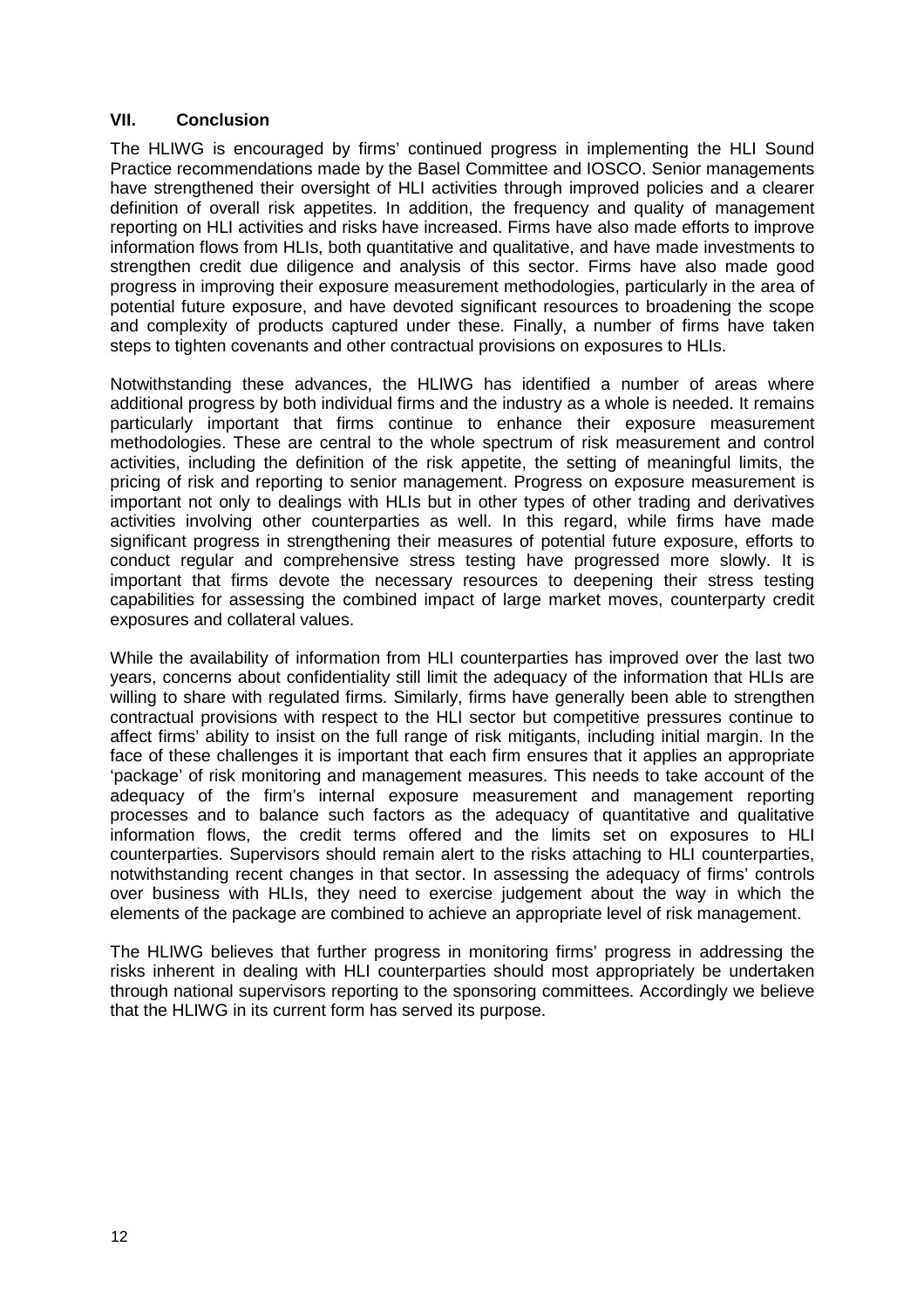## VII. Conclusion

The HLIWG is encouraged by firms' continued progress in implementing the HLI Sound Practice recommendations made by the Basel Committee and IOSCO. Senior managements have strengthened their oversight of HLI activities through improved policies and a clearer definition of overall risk appetites. In addition, the frequency and quality of management reporting on HLI activities and risks have increased. Firms have also made efforts to improve information flows from HLIs, both quantitative and qualitative, and have made investments to strengthen credit due diligence and analysis of this sector. Firms have also made good progress in improving their exposure measurement methodologies, particularly in the area of potential future exposure, and have devoted significant resources to broadening the scope and complexity of products captured under these. Finally, a number of firms have taken steps to tighten covenants and other contractual provisions on exposures to HLIs.

Notwithstanding these advances, the HLIWG has identified a number of areas where additional progress by both individual firms and the industry as a whole is needed. It remains particularly important that firms continue to enhance their exposure measurement methodologies. These are central to the whole spectrum of risk measurement and control activities, including the definition of the risk appetite, the setting of meaningful limits, the pricing of risk and reporting to senior management. Progress on exposure measurement is important not only to dealings with HLIs but in other types of other trading and derivatives activities involving other counterparties as well. In this regard, while firms have made significant progress in strengthening their measures of potential future exposure, efforts to conduct regular and comprehensive stress testing have progressed more slowly. It is important that firms devote the necessary resources to deepening their stress testing capabilities for assessing the combined impact of large market moves, counterparty credit exposures and collateral values.

While the availability of information from HLI counterparties has improved over the last two years, concerns about confidentiality still limit the adequacy of the information that HLIs are willing to share with regulated firms. Similarly, firms have generally been able to strengthen contractual provisions with respect to the HLI sector but competitive pressures continue to affect firms' ability to insist on the full range of risk mitigants, including initial margin. In the face of these challenges it is important that each firm ensures that it applies an appropriate 'package' of risk monitoring and management measures. This needs to take account of the adequacy of the firm's internal exposure measurement and management reporting processes and to balance such factors as the adequacy of quantitative and qualitative information flows, the credit terms offered and the limits set on exposures to HLI counterparties. Supervisors should remain alert to the risks attaching to HLI counterparties, notwithstanding recent changes in that sector. In assessing the adequacy of firms' controls over business with HLIs, they need to exercise judgement about the way in which the elements of the package are combined to achieve an appropriate level of risk management.

The HLIWG believes that further progress in monitoring firms' progress in addressing the risks inherent in dealing with HLI counterparties should most appropriately be undertaken through national supervisors reporting to the sponsoring committees. Accordingly we believe that the HLIWG in its current form has served its purpose.